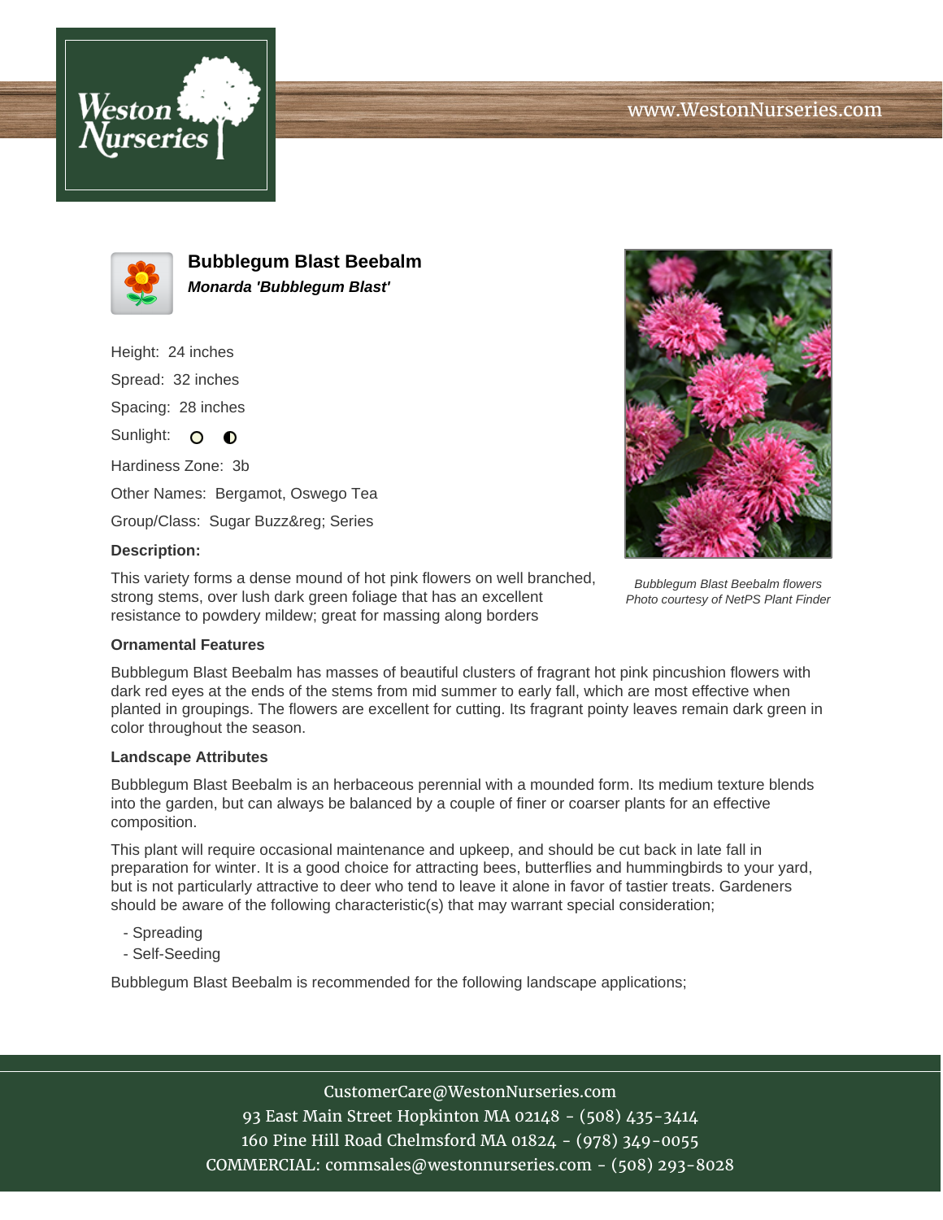# Bubblegum Blast Beebalm

***Monarda 'Bubblegum Blast'***

Height: 24 inches

Spread: 32 inches

Spacing: 28 inches

Sunlight:

Hardiness Zone: 3b

Other Names: Bergamot, Oswego Tea

Group/Class: Sugar Buzz&reg; Series

**Description:**

This variety forms a dense mound of hot pink flowers on well branched, strong stems, over lush dark green foliage that has an excellent resistance to powdery mildew; great for massing along borders

*Bubblegum Blast Beebalm flowers*
*Photo courtesy of NetPS Plant Finder*

**Ornamental Features**

Bubblegum Blast Beebalm has masses of beautiful clusters of fragrant hot pink pincushion flowers with dark red eyes at the ends of the stems from mid summer to early fall, which are most effective when planted in groupings. The flowers are excellent for cutting. Its fragrant pointy leaves remain dark green in color throughout the season.

**Landscape Attributes**

Bubblegum Blast Beebalm is an herbaceous perennial with a mounded form. Its medium texture blends into the garden, but can always be balanced by a couple of finer or coarser plants for an effective composition.

This plant will require occasional maintenance and upkeep, and should be cut back in late fall in preparation for winter. It is a good choice for attracting bees, butterflies and hummingbirds to your yard, but is not particularly attractive to deer who tend to leave it alone in favor of tastier treats. Gardeners should be aware of the following characteristic(s) that may warrant special consideration;

- Spreading
- Self-Seeding

Bubblegum Blast Beebalm is recommended for the following landscape applications;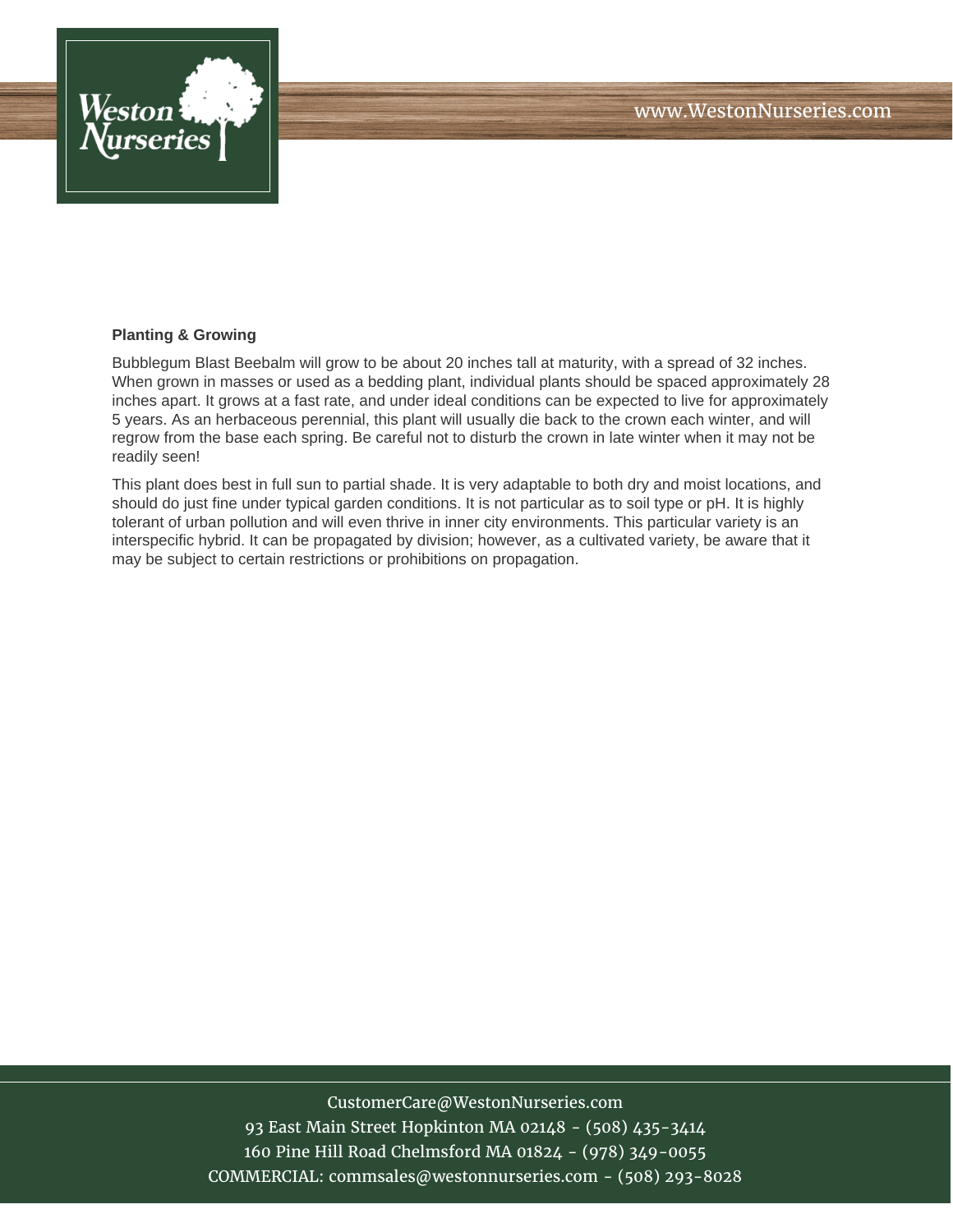**Planting & Growing**

Bubblegum Blast Beebalm will grow to be about 20 inches tall at maturity, with a spread of 32 inches. When grown in masses or used as a bedding plant, individual plants should be spaced approximately 28 inches apart. It grows at a fast rate, and under ideal conditions can be expected to live for approximately 5 years. As an herbaceous perennial, this plant will usually die back to the crown each winter, and will regrow from the base each spring. Be careful not to disturb the crown in late winter when it may not be readily seen!

This plant does best in full sun to partial shade. It is very adaptable to both dry and moist locations, and should do just fine under typical garden conditions. It is not particular as to soil type or pH. It is highly tolerant of urban pollution and will even thrive in inner city environments. This particular variety is an interspecific hybrid. It can be propagated by division; however, as a cultivated variety, be aware that it may be subject to certain restrictions or prohibitions on propagation.